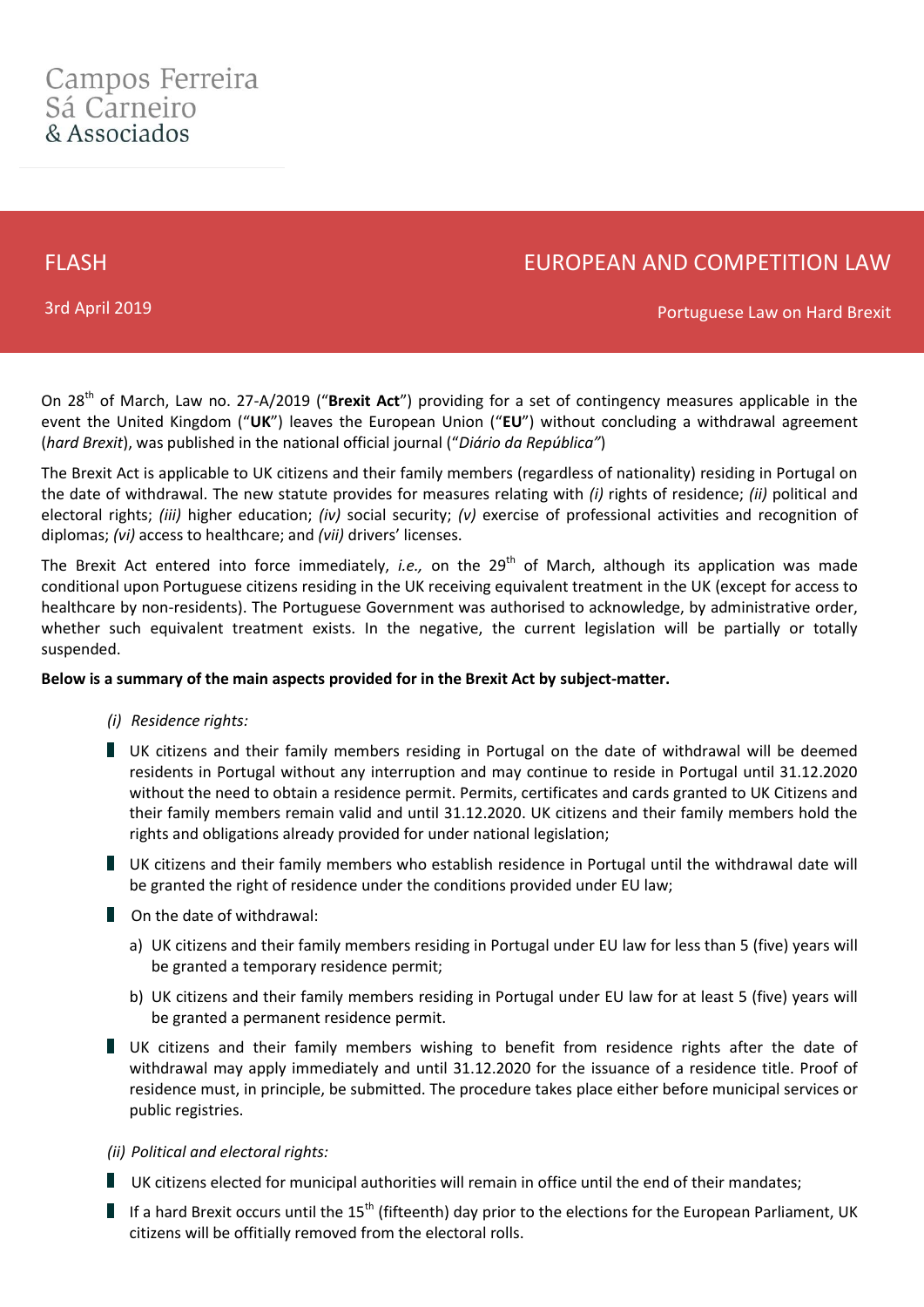Campos Ferreira
Sá Carneiro
& Associados

FLASH

EUROPEAN AND COMPETITION LAW

3rd April 2019

Portuguese Law on Hard Brexit

On 28th of March, Law no. 27-A/2019 ("**Brexit Act**") providing for a set of contingency measures applicable in the event the United Kingdom ("**UK**") leaves the European Union ("**EU**") without concluding a withdrawal agreement (*hard Brexit*), was published in the national official journal ("*Diário da República"*)

The Brexit Act is applicable to UK citizens and their family members (regardless of nationality) residing in Portugal on the date of withdrawal. The new statute provides for measures relating with *(i)* rights of residence; *(ii)* political and electoral rights; *(iii)* higher education; *(iv)* social security; *(v)* exercise of professional activities and recognition of diplomas; *(vi)* access to healthcare; and *(vii)* drivers' licenses.

The Brexit Act entered into force immediately, *i.e.,* on the 29th of March, although its application was made conditional upon Portuguese citizens residing in the UK receiving equivalent treatment in the UK (except for access to healthcare by non-residents). The Portuguese Government was authorised to acknowledge, by administrative order, whether such equivalent treatment exists. In the negative, the current legislation will be partially or totally suspended.

**Below is a summary of the main aspects provided for in the Brexit Act by subject-matter.**

*(i) Residence rights:*

- UK citizens and their family members residing in Portugal on the date of withdrawal will be deemed residents in Portugal without any interruption and may continue to reside in Portugal until 31.12.2020 without the need to obtain a residence permit. Permits, certificates and cards granted to UK Citizens and their family members remain valid and until 31.12.2020. UK citizens and their family members hold the rights and obligations already provided for under national legislation;
- UK citizens and their family members who establish residence in Portugal until the withdrawal date will be granted the right of residence under the conditions provided under EU law;
- On the date of withdrawal:
  a) UK citizens and their family members residing in Portugal under EU law for less than 5 (five) years will be granted a temporary residence permit;
  b) UK citizens and their family members residing in Portugal under EU law for at least 5 (five) years will be granted a permanent residence permit.
- UK citizens and their family members wishing to benefit from residence rights after the date of withdrawal may apply immediately and until 31.12.2020 for the issuance of a residence title. Proof of residence must, in principle, be submitted. The procedure takes place either before municipal services or public registries.

*(ii) Political and electoral rights:*

- UK citizens elected for municipal authorities will remain in office until the end of their mandates;
- If a hard Brexit occurs until the 15th (fifteenth) day prior to the elections for the European Parliament, UK citizens will be offitially removed from the electoral rolls.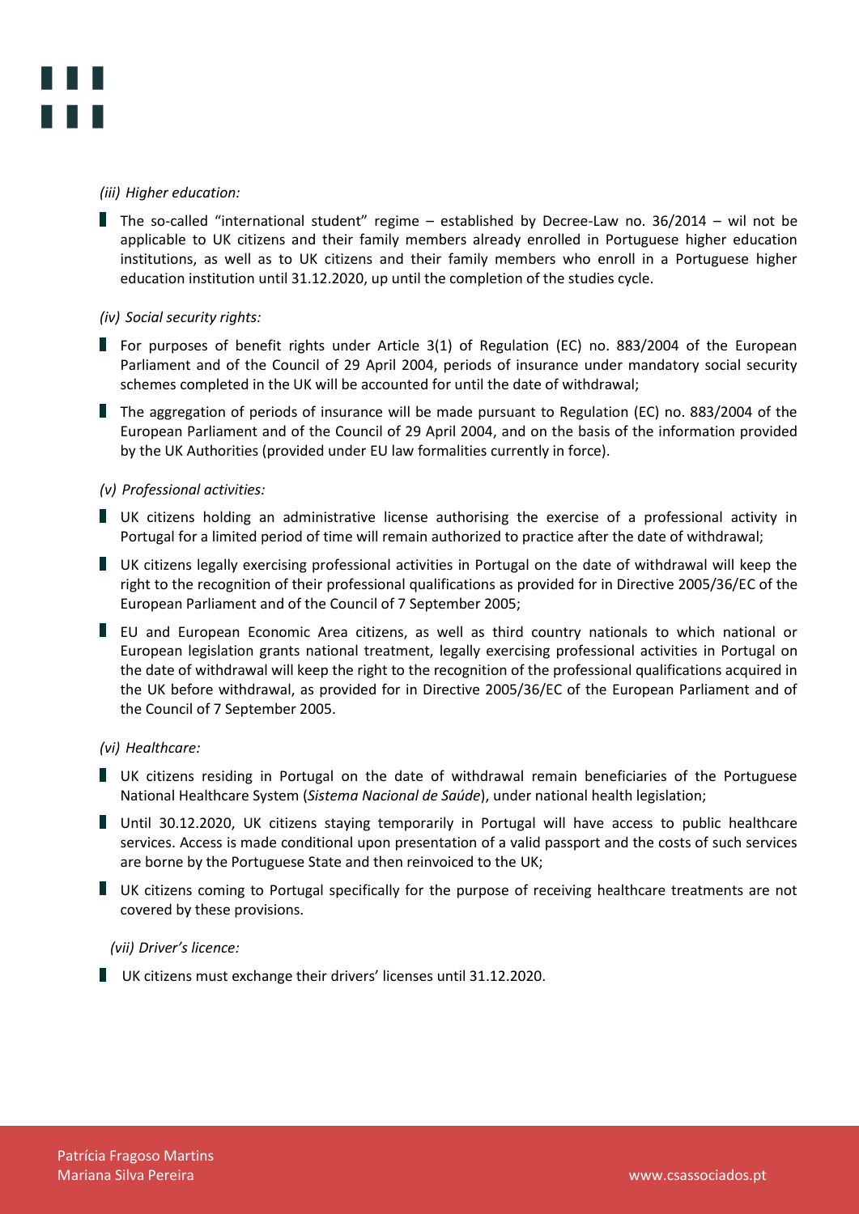*(iii) Higher education:*

- The so-called "international student" regime – established by Decree-Law no. 36/2014 – wil not be applicable to UK citizens and their family members already enrolled in Portuguese higher education institutions, as well as to UK citizens and their family members who enroll in a Portuguese higher education institution until 31.12.2020, up until the completion of the studies cycle.

*(iv) Social security rights:*

- For purposes of benefit rights under Article 3(1) of Regulation (EC) no. 883/2004 of the European Parliament and of the Council of 29 April 2004, periods of insurance under mandatory social security schemes completed in the UK will be accounted for until the date of withdrawal;
- The aggregation of periods of insurance will be made pursuant to Regulation (EC) no. 883/2004 of the European Parliament and of the Council of 29 April 2004, and on the basis of the information provided by the UK Authorities (provided under EU law formalities currently in force).

*(v) Professional activities:*

- UK citizens holding an administrative license authorising the exercise of a professional activity in Portugal for a limited period of time will remain authorized to practice after the date of withdrawal;
- UK citizens legally exercising professional activities in Portugal on the date of withdrawal will keep the right to the recognition of their professional qualifications as provided for in Directive 2005/36/EC of the European Parliament and of the Council of 7 September 2005;
- EU and European Economic Area citizens, as well as third country nationals to which national or European legislation grants national treatment, legally exercising professional activities in Portugal on the date of withdrawal will keep the right to the recognition of the professional qualifications acquired in the UK before withdrawal, as provided for in Directive 2005/36/EC of the European Parliament and of the Council of 7 September 2005.

*(vi) Healthcare:*

- UK citizens residing in Portugal on the date of withdrawal remain beneficiaries of the Portuguese National Healthcare System (*Sistema Nacional de Saúde*), under national health legislation;
- Until 30.12.2020, UK citizens staying temporarily in Portugal will have access to public healthcare services. Access is made conditional upon presentation of a valid passport and the costs of such services are borne by the Portuguese State and then reinvoiced to the UK;
- UK citizens coming to Portugal specifically for the purpose of receiving healthcare treatments are not covered by these provisions.

*(vii) Driver's licence:*

- UK citizens must exchange their drivers' licenses until 31.12.2020.

Patrícia Fragoso Martins
Mariana Silva Pereira

www.csassociados.pt